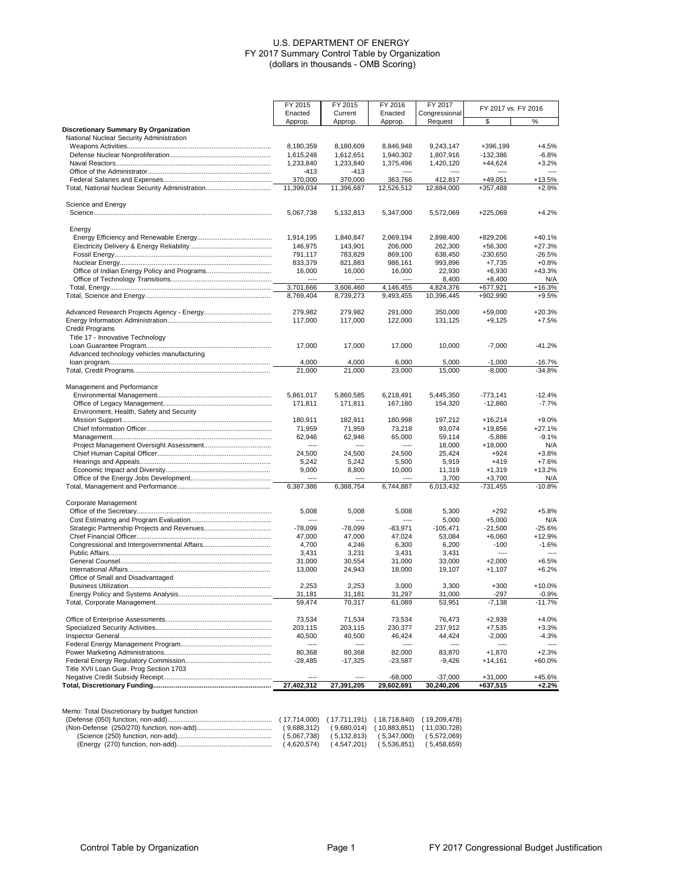# U.S. DEPARTMENT OF ENERGY
## FY 2017 Summary Control Table by Organization
### (dollars in thousands - OMB Scoring)

| | FY 2015 Enacted Approp. | FY 2015 Current Approp. | FY 2016 Enacted Approp. | FY 2017 Congressional Request | FY 2017 vs. FY 2016 | |
|---|---|---|---|---|---|---|
| | | | | | $ | % |
| **Discretionary Summary By Organization** | | | | | | |
| National Nuclear Security Administration | | | | | | |
| Weapons Activities | 8,180,359 | 8,180,609 | 8,846,948 | 9,243,147 | +396,199 | +4.5% |
| Defense Nuclear Nonproliferation | 1,615,248 | 1,612,651 | 1,940,302 | 1,807,916 | -132,386 | -6.8% |
| Naval Reactors | 1,233,840 | 1,233,840 | 1,375,496 | 1,420,120 | +44,624 | +3.2% |
| Office of the Administrator | -413 | -413 | ---- | ---- | ---- | ---- |
| Federal Salaries and Expenses | 370,000 | 370,000 | 363,766 | 412,817 | +49,051 | +13.5% |
| Total, National Nuclear Security Administration | 11,399,034 | 11,396,687 | 12,526,512 | 12,884,000 | +357,488 | +2.9% |
| Science and Energy | | | | | | |
| Science | 5,067,738 | 5,132,813 | 5,347,000 | 5,572,069 | +225,069 | +4.2% |
| Energy | | | | | | |
| Energy Efficiency and Renewable Energy | 1,914,195 | 1,840,847 | 2,069,194 | 2,898,400 | +829,206 | +40.1% |
| Electricity Delivery & Energy Reliability | 146,975 | 143,901 | 206,000 | 262,300 | +56,300 | +27.3% |
| Fossil Energy | 791,117 | 783,829 | 869,100 | 638,450 | -230,650 | -26.5% |
| Nuclear Energy | 833,379 | 821,883 | 986,161 | 993,896 | +7,735 | +0.8% |
| Office of Indian Energy Policy and Programs | 16,000 | 16,000 | 16,000 | 22,930 | +6,930 | +43.3% |
| Office of Technology Transitions | ---- | ---- | ---- | 8,400 | +8,400 | N/A |
| Total, Energy | 3,701,666 | 3,606,460 | 4,146,455 | 4,824,376 | +677,921 | +16.3% |
| Total, Science and Energy | 8,769,404 | 8,739,273 | 9,493,455 | 10,396,445 | +902,990 | +9.5% |
| Advanced Research Projects Agency - Energy | 279,982 | 279,982 | 291,000 | 350,000 | +59,000 | +20.3% |
| Energy Information Administration | 117,000 | 117,000 | 122,000 | 131,125 | +9,125 | +7.5% |
| Credit Programs | | | | | | |
| Title 17 - Innovative Technology Loan Guarantee Program | 17,000 | 17,000 | 17,000 | 10,000 | -7,000 | -41.2% |
| Advanced technology vehicles manufacturing loan program | 4,000 | 4,000 | 6,000 | 5,000 | -1,000 | -16.7% |
| Total, Credit Programs | 21,000 | 21,000 | 23,000 | 15,000 | -8,000 | -34.8% |
| Management and Performance | | | | | | |
| Environmental Management | 5,861,017 | 5,860,585 | 6,218,491 | 5,445,350 | -773,141 | -12.4% |
| Office of Legacy Management | 171,811 | 171,811 | 167,180 | 154,320 | -12,860 | -7.7% |
| Environment, Health, Safety and Security | | | | | | |
| Mission Support | 180,911 | 182,911 | 180,998 | 197,212 | +16,214 | +9.0% |
| Chief Information Officer | 71,959 | 71,959 | 73,218 | 93,074 | +19,856 | +27.1% |
| Management | 62,946 | 62,946 | 65,000 | 59,114 | -5,886 | -9.1% |
| Project Management Oversight Assessment | ---- | ---- | ---- | 18,000 | +18,000 | N/A |
| Chief Human Capital Officer | 24,500 | 24,500 | 24,500 | 25,424 | +924 | +3.8% |
| Hearings and Appeals | 5,242 | 5,242 | 5,500 | 5,919 | +419 | +7.6% |
| Economic Impact and Diversity | 9,000 | 8,800 | 10,000 | 11,319 | +1,319 | +13.2% |
| Office of the Energy Jobs Development | ---- | ---- | ---- | 3,700 | +3,700 | N/A |
| Total, Management and Performance | 6,387,386 | 6,388,754 | 6,744,887 | 6,013,432 | -731,455 | -10.8% |
| Corporate Management | | | | | | |
| Office of the Secretary | 5,008 | 5,008 | 5,008 | 5,300 | +292 | +5.8% |
| Cost Estimating and Program Evaluation | ---- | ---- | ---- | 5,000 | +5,000 | N/A |
| Strategic Partnership Projects and Revenues | -78,099 | -78,099 | -83,971 | -105,471 | -21,500 | -25.6% |
| Chief Financial Officer | 47,000 | 47,000 | 47,024 | 53,084 | +6,060 | +12.9% |
| Congressional and Intergovernmental Affairs | 4,700 | 4,246 | 6,300 | 6,200 | -100 | -1.6% |
| Public Affairs | 3,431 | 3,231 | 3,431 | 3,431 | ---- | ---- |
| General Counsel | 31,000 | 30,554 | 31,000 | 33,000 | +2,000 | +6.5% |
| International Affairs | 13,000 | 24,943 | 18,000 | 19,107 | +1,107 | +6.2% |
| Office of Small and Disadvantaged Business Utilization | 2,253 | 2,253 | 3,000 | 3,300 | +300 | +10.0% |
| Energy Policy and Systems Analysis | 31,181 | 31,181 | 31,297 | 31,000 | -297 | -0.9% |
| Total, Corporate Management | 59,474 | 70,317 | 61,089 | 53,951 | -7,138 | -11.7% |
| Office of Enterprise Assessments | 73,534 | 71,534 | 73,534 | 76,473 | +2,939 | +4.0% |
| Specialized Security Activities | 203,115 | 203,115 | 230,377 | 237,912 | +7,535 | +3.3% |
| Inspector General | 40,500 | 40,500 | 46,424 | 44,424 | -2,000 | -4.3% |
| Federal Energy Management Program | ---- | ---- | ---- | ---- | ---- | ---- |
| Power Marketing Administrations | 80,368 | 80,368 | 82,000 | 83,870 | +1,870 | +2.3% |
| Federal Energy Regulatory Commission | -28,485 | -17,325 | -23,587 | -9,426 | +14,161 | +60.0% |
| Title XVII Loan Guar. Prog Section 1703 Negative Credit Subsidy Receipt | ---- | ---- | -68,000 | -37,000 | +31,000 | +45.6% |
| **Total, Discretionary Funding** | **27,402,312** | **27,391,205** | **29,602,691** | **30,240,206** | **+637,515** | **+2.2%** |

| Memo: Total Discretionary by budget function | | | | |
|---|---|---|---|---|
| (Defense (050) function, non-add) | (17,714,000) | (17,711,191) | (18,718,840) | (19,209,478) |
| (Non-Defense (250/270) function, non-add) | (9,688,312) | (9,680,014) | (10,883,851) | (11,030,728) |
| (Science (250) function, non-add) | (5,067,738) | (5,132,813) | (5,347,000) | (5,572,069) |
| (Energy (270) function, non-add) | (4,620,574) | (4,547,201) | (5,536,851) | (5,458,659) |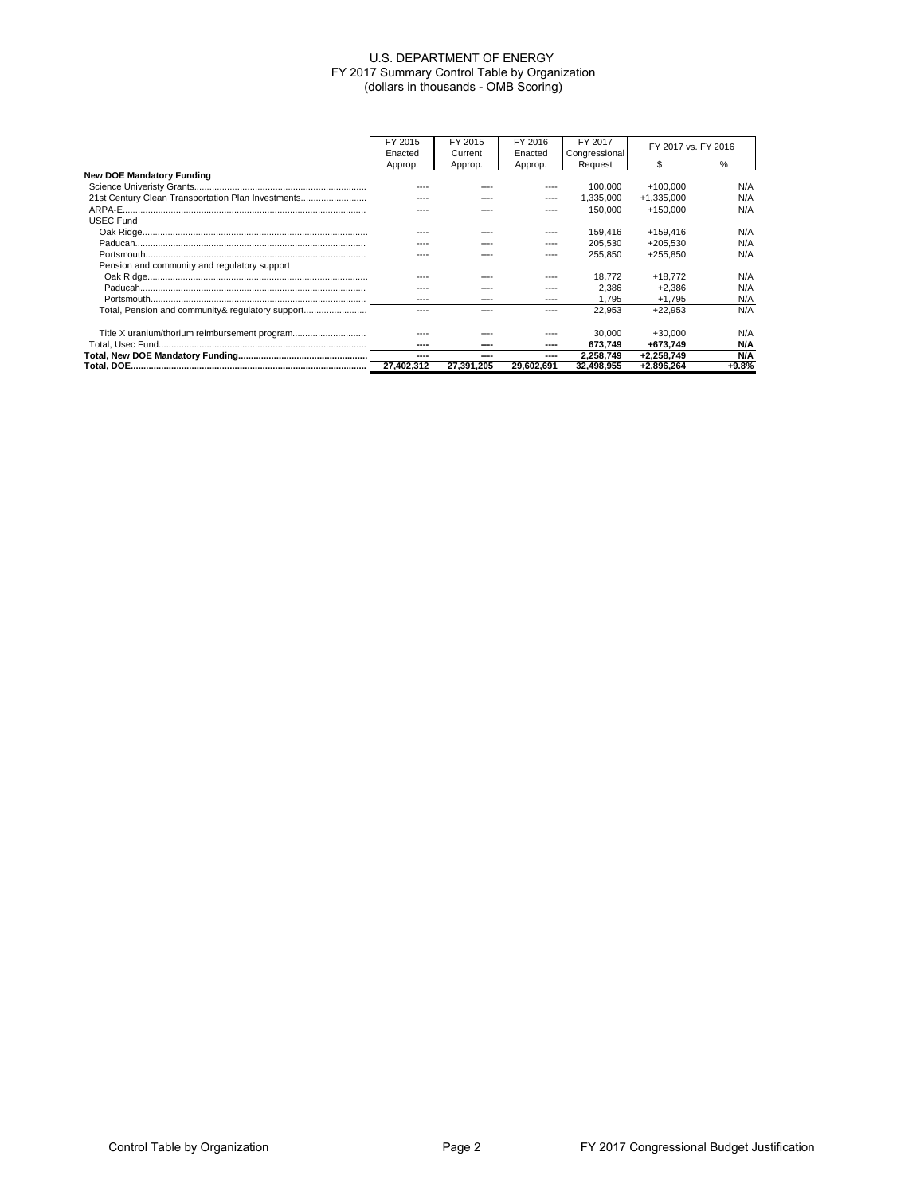# U.S. DEPARTMENT OF ENERGY
## FY 2017 Summary Control Table by Organization
### (dollars in thousands - OMB Scoring)

| | FY 2015 Enacted Approp. | FY 2015 Current Approp. | FY 2016 Enacted Approp. | FY 2017 Congressional Request | FY 2017 vs. FY 2016 | |
|---|---|---|---|---|---|---|
| | | | | | $ | % |
| **New DOE Mandatory Funding** | | | | | | |
| Science Univeristy Grants | ---- | ---- | ---- | 100,000 | +100,000 | N/A |
| 21st Century Clean Transportation Plan Investments | ---- | ---- | ---- | 1,335,000 | +1,335,000 | N/A |
| ARPA-E | ---- | ---- | ---- | 150,000 | +150,000 | N/A |
| USEC Fund | | | | | | |
| Oak Ridge | ---- | ---- | ---- | 159,416 | +159,416 | N/A |
| Paducah | ---- | ---- | ---- | 205,530 | +205,530 | N/A |
| Portsmouth | ---- | ---- | ---- | 255,850 | +255,850 | N/A |
| Pension and community and regulatory support | | | | | | |
| Oak Ridge | ---- | ---- | ---- | 18,772 | +18,772 | N/A |
| Paducah | ---- | ---- | ---- | 2,386 | +2,386 | N/A |
| Portsmouth | ---- | ---- | ---- | 1,795 | +1,795 | N/A |
| Total, Pension and community& regulatory support | ---- | ---- | ---- | 22,953 | +22,953 | N/A |
| Title X uranium/thorium reimbursement program | ---- | ---- | ---- | 30,000 | +30,000 | N/A |
| Total, Usec Fund | **----** | **----** | **----** | **673,749** | **+673,749** | **N/A** |
| **Total, New DOE Mandatory Funding** | **----** | **----** | **----** | **2,258,749** | **+2,258,749** | **N/A** |
| **Total, DOE** | **27,402,312** | **27,391,205** | **29,602,691** | **32,498,955** | **+2,896,264** | **+9.8%** |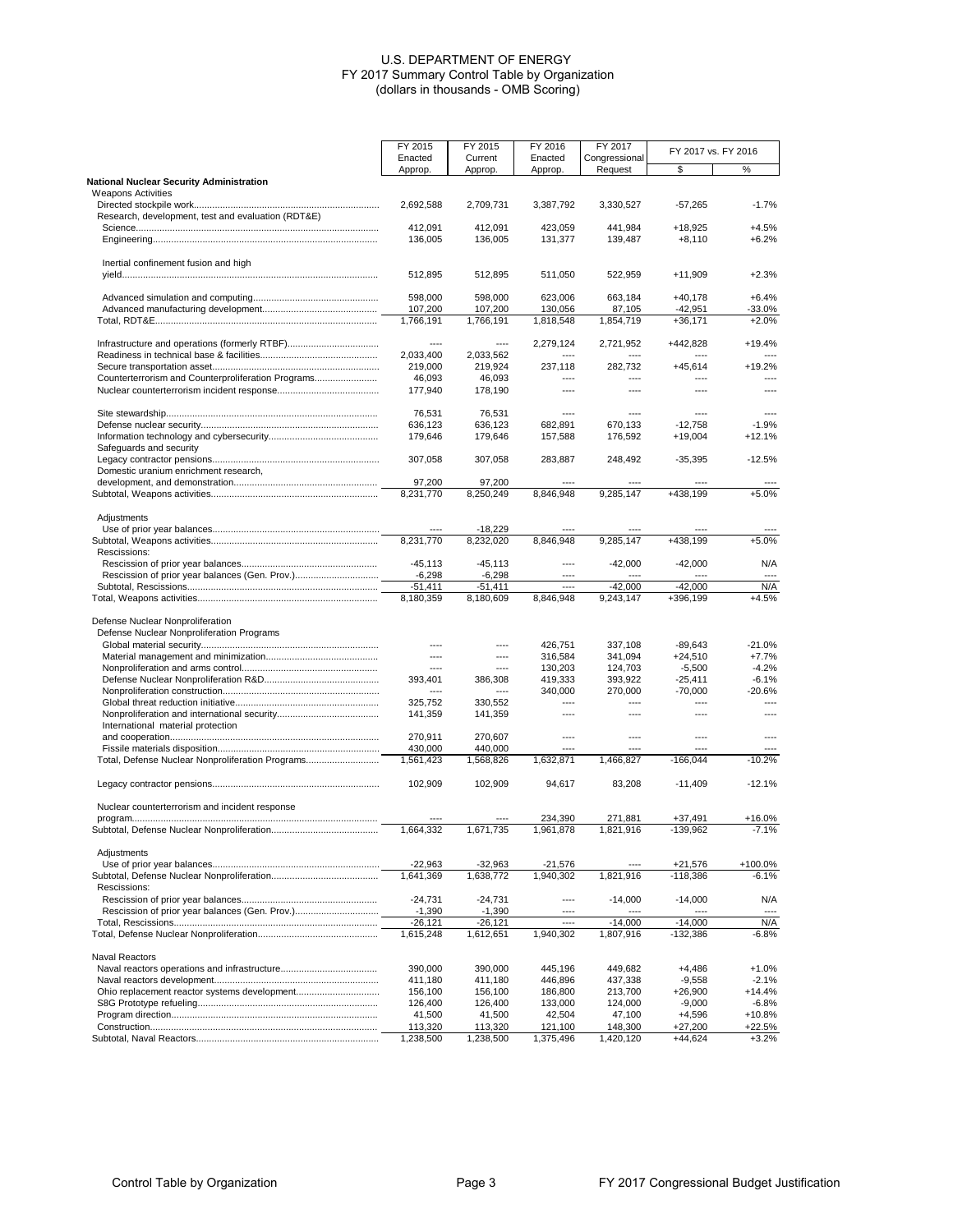# U.S. DEPARTMENT OF ENERGY
## FY 2017 Summary Control Table by Organization
### (dollars in thousands - OMB Scoring)

| | FY 2015 Enacted Approp. | FY 2015 Current Approp. | FY 2016 Enacted Approp. | FY 2017 Congressional Request | FY 2017 vs. FY 2016 | |
|---|---|---|---|---|---|---|
| | | | | | $ | % |
| **National Nuclear Security Administration** | | | | | | |
| Weapons Activities | | | | | | |
| Directed stockpile work | 2,692,588 | 2,709,731 | 3,387,792 | 3,330,527 | -57,265 | -1.7% |
| Research, development, test and evaluation (RDT&E) | | | | | | |
| Science | 412,091 | 412,091 | 423,059 | 441,984 | +18,925 | +4.5% |
| Engineering | 136,005 | 136,005 | 131,377 | 139,487 | +8,110 | +6.2% |
| Inertial confinement fusion and high yield | 512,895 | 512,895 | 511,050 | 522,959 | +11,909 | +2.3% |
| Advanced simulation and computing | 598,000 | 598,000 | 623,006 | 663,184 | +40,178 | +6.4% |
| Advanced manufacturing development | 107,200 | 107,200 | 130,056 | 87,105 | -42,951 | -33.0% |
| Total, RDT&E | 1,766,191 | 1,766,191 | 1,818,548 | 1,854,719 | +36,171 | +2.0% |
| Infrastructure and operations (formerly RTBF) | ---- | ---- | 2,279,124 | 2,721,952 | +442,828 | +19.4% |
| Readiness in technical base & facilities | 2,033,400 | 2,033,562 | ---- | ---- | ---- | ---- |
| Secure transportation asset | 219,000 | 219,924 | 237,118 | 282,732 | +45,614 | +19.2% |
| Counterterrorism and Counterproliferation Programs | 46,093 | 46,093 | ---- | ---- | ---- | ---- |
| Nuclear counterterrorism incident response | 177,940 | 178,190 | ---- | ---- | ---- | ---- |
| Site stewardship | 76,531 | 76,531 | ---- | ---- | ---- | ---- |
| Defense nuclear security | 636,123 | 636,123 | 682,891 | 670,133 | -12,758 | -1.9% |
| Information technology and cybersecurity | 179,646 | 179,646 | 157,588 | 176,592 | +19,004 | +12.1% |
| Safeguards and security | | | | | | |
| Legacy contractor pensions | 307,058 | 307,058 | 283,887 | 248,492 | -35,395 | -12.5% |
| Domestic uranium enrichment research, development, and demonstration | 97,200 | 97,200 | ---- | ---- | ---- | ---- |
| Subtotal, Weapons activities | 8,231,770 | 8,250,249 | 8,846,948 | 9,285,147 | +438,199 | +5.0% |
| Adjustments | | | | | | |
| Use of prior year balances | ---- | -18,229 | ---- | ---- | ---- | ---- |
| Subtotal, Weapons activities | 8,231,770 | 8,232,020 | 8,846,948 | 9,285,147 | +438,199 | +5.0% |
| Rescissions: | | | | | | |
| Rescission of prior year balances | -45,113 | -45,113 | ---- | -42,000 | -42,000 | N/A |
| Rescission of prior year balances (Gen. Prov.) | -6,298 | -6,298 | ---- | ---- | ---- | ---- |
| Subtotal, Rescissions | -51,411 | -51,411 | ---- | -42,000 | -42,000 | N/A |
| Total, Weapons activities | 8,180,359 | 8,180,609 | 8,846,948 | 9,243,147 | +396,199 | +4.5% |
| Defense Nuclear Nonproliferation | | | | | | |
| Defense Nuclear Nonproliferation Programs | | | | | | |
| Global material security | ---- | ---- | 426,751 | 337,108 | -89,643 | -21.0% |
| Material management and minimization | ---- | ---- | 316,584 | 341,094 | +24,510 | +7.7% |
| Nonproliferation and arms control | ---- | ---- | 130,203 | 124,703 | -5,500 | -4.2% |
| Defense Nuclear Nonproliferation R&D | 393,401 | 386,308 | 419,333 | 393,922 | -25,411 | -6.1% |
| Nonproliferation construction | ---- | ---- | 340,000 | 270,000 | -70,000 | -20.6% |
| Global threat reduction initiative | 325,752 | 330,552 | ---- | ---- | ---- | ---- |
| Nonproliferation and international security | 141,359 | 141,359 | ---- | ---- | ---- | ---- |
| International material protection and cooperation | 270,911 | 270,607 | ---- | ---- | ---- | ---- |
| Fissile materials disposition | 430,000 | 440,000 | ---- | ---- | ---- | ---- |
| Total, Defense Nuclear Nonproliferation Programs | 1,561,423 | 1,568,826 | 1,632,871 | 1,466,827 | -166,044 | -10.2% |
| Legacy contractor pensions | 102,909 | 102,909 | 94,617 | 83,208 | -11,409 | -12.1% |
| Nuclear counterterrorism and incident response program | ---- | ---- | 234,390 | 271,881 | +37,491 | +16.0% |
| Subtotal, Defense Nuclear Nonproliferation | 1,664,332 | 1,671,735 | 1,961,878 | 1,821,916 | -139,962 | -7.1% |
| Adjustments | | | | | | |
| Use of prior year balances | -22,963 | -32,963 | -21,576 | ---- | +21,576 | +100.0% |
| Subtotal, Defense Nuclear Nonproliferation | 1,641,369 | 1,638,772 | 1,940,302 | 1,821,916 | -118,386 | -6.1% |
| Rescissions: | | | | | | |
| Rescission of prior year balances | -24,731 | -24,731 | ---- | -14,000 | -14,000 | N/A |
| Rescission of prior year balances (Gen. Prov.) | -1,390 | -1,390 | ---- | ---- | ---- | ---- |
| Total, Rescissions | -26,121 | -26,121 | ---- | -14,000 | -14,000 | N/A |
| Total, Defense Nuclear Nonproliferation | 1,615,248 | 1,612,651 | 1,940,302 | 1,807,916 | -132,386 | -6.8% |
| Naval Reactors | | | | | | |
| Naval reactors operations and infrastructure | 390,000 | 390,000 | 445,196 | 449,682 | +4,486 | +1.0% |
| Naval reactors development | 411,180 | 411,180 | 446,896 | 437,338 | -9,558 | -2.1% |
| Ohio replacement reactor systems development | 156,100 | 156,100 | 186,800 | 213,700 | +26,900 | +14.4% |
| S8G Prototype refueling | 126,400 | 126,400 | 133,000 | 124,000 | -9,000 | -6.8% |
| Program direction | 41,500 | 41,500 | 42,504 | 47,100 | +4,596 | +10.8% |
| Construction | 113,320 | 113,320 | 121,100 | 148,300 | +27,200 | +22.5% |
| Subtotal, Naval Reactors | 1,238,500 | 1,238,500 | 1,375,496 | 1,420,120 | +44,624 | +3.2% |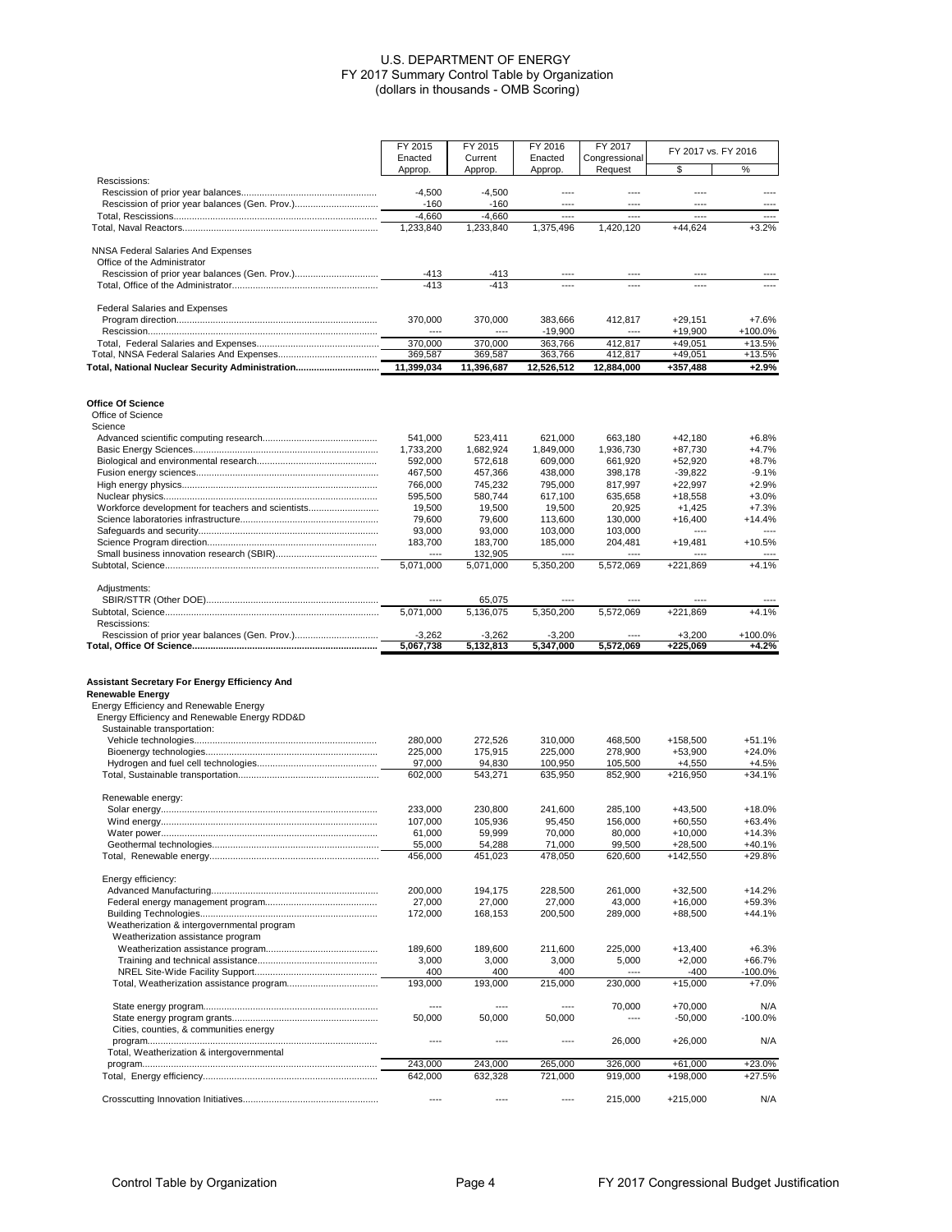# U.S. DEPARTMENT OF ENERGY
## FY 2017 Summary Control Table by Organization
### (dollars in thousands - OMB Scoring)

| | FY 2015 Enacted Approp. | FY 2015 Current Approp. | FY 2016 Enacted Approp. | FY 2017 Congressional Request | FY 2017 vs. FY 2016 | |
|---|---|---|---|---|---|---|
| | | | | | $ | % |
| Rescissions: | | | | | | |
| Rescission of prior year balances | -4,500 | -4,500 | ---- | ---- | ---- | ---- |
| Rescission of prior year balances (Gen. Prov.) | -160 | -160 | ---- | ---- | ---- | ---- |
| Total, Rescissions | -4,660 | -4,660 | ---- | ---- | ---- | ---- |
| Total, Naval Reactors | 1,233,840 | 1,233,840 | 1,375,496 | 1,420,120 | +44,624 | +3.2% |
| NNSA Federal Salaries And Expenses | | | | | | |
| Office of the Administrator | | | | | | |
| Rescission of prior year balances (Gen. Prov.) | -413 | -413 | ---- | ---- | ---- | ---- |
| Total, Office of the Administrator | -413 | -413 | ---- | ---- | ---- | ---- |
| Federal Salaries and Expenses | | | | | | |
| Program direction | 370,000 | 370,000 | 383,666 | 412,817 | +29,151 | +7.6% |
| Rescission | ---- | ---- | -19,900 | ---- | +19,900 | +100.0% |
| Total, Federal Salaries and Expenses | 370,000 | 370,000 | 363,766 | 412,817 | +49,051 | +13.5% |
| Total, NNSA Federal Salaries And Expenses | 369,587 | 369,587 | 363,766 | 412,817 | +49,051 | +13.5% |
| **Total, National Nuclear Security Administration** | **11,399,034** | **11,396,687** | **12,526,512** | **12,884,000** | **+357,488** | **+2.9%** |
| **Office Of Science** | | | | | | |
| Office of Science | | | | | | |
| Science | | | | | | |
| Advanced scientific computing research | 541,000 | 523,411 | 621,000 | 663,180 | +42,180 | +6.8% |
| Basic Energy Sciences | 1,733,200 | 1,682,924 | 1,849,000 | 1,936,730 | +87,730 | +4.7% |
| Biological and environmental research | 592,000 | 572,618 | 609,000 | 661,920 | +52,920 | +8.7% |
| Fusion energy sciences | 467,500 | 457,366 | 438,000 | 398,178 | -39,822 | -9.1% |
| High energy physics | 766,000 | 745,232 | 795,000 | 817,997 | +22,997 | +2.9% |
| Nuclear physics | 595,500 | 580,744 | 617,100 | 635,658 | +18,558 | +3.0% |
| Workforce development for teachers and scientists | 19,500 | 19,500 | 19,500 | 20,925 | +1,425 | +7.3% |
| Science laboratories infrastructure | 79,600 | 79,600 | 113,600 | 130,000 | +16,400 | +14.4% |
| Safeguards and security | 93,000 | 93,000 | 103,000 | 103,000 | ---- | ---- |
| Science Program direction | 183,700 | 183,700 | 185,000 | 204,481 | +19,481 | +10.5% |
| Small business innovation research (SBIR) | ---- | 132,905 | ---- | ---- | ---- | ---- |
| Subtotal, Science | 5,071,000 | 5,071,000 | 5,350,200 | 5,572,069 | +221,869 | +4.1% |
| Adjustments: | | | | | | |
| SBIR/STTR (Other DOE) | ---- | 65,075 | ---- | ---- | ---- | ---- |
| Subtotal, Science | 5,071,000 | 5,136,075 | 5,350,200 | 5,572,069 | +221,869 | +4.1% |
| Rescissions: | | | | | | |
| Rescission of prior year balances (Gen. Prov.) | -3,262 | -3,262 | -3,200 | ---- | +3,200 | +100.0% |
| **Total, Office Of Science** | **5,067,738** | **5,132,813** | **5,347,000** | **5,572,069** | **+225,069** | **+4.2%** |
| **Assistant Secretary For Energy Efficiency And Renewable Energy** | | | | | | |
| Energy Efficiency and Renewable Energy | | | | | | |
| Energy Efficiency and Renewable Energy RDD&D | | | | | | |
| Sustainable transportation: | | | | | | |
| Vehicle technologies | 280,000 | 272,526 | 310,000 | 468,500 | +158,500 | +51.1% |
| Bioenergy technologies | 225,000 | 175,915 | 225,000 | 278,900 | +53,900 | +24.0% |
| Hydrogen and fuel cell technologies | 97,000 | 94,830 | 100,950 | 105,500 | +4,550 | +4.5% |
| Total, Sustainable transportation | 602,000 | 543,271 | 635,950 | 852,900 | +216,950 | +34.1% |
| Renewable energy: | | | | | | |
| Solar energy | 233,000 | 230,800 | 241,600 | 285,100 | +43,500 | +18.0% |
| Wind energy | 107,000 | 105,936 | 95,450 | 156,000 | +60,550 | +63.4% |
| Water power | 61,000 | 59,999 | 70,000 | 80,000 | +10,000 | +14.3% |
| Geothermal technologies | 55,000 | 54,288 | 71,000 | 99,500 | +28,500 | +40.1% |
| Total, Renewable energy | 456,000 | 451,023 | 478,050 | 620,600 | +142,550 | +29.8% |
| Energy efficiency: | | | | | | |
| Advanced Manufacturing | 200,000 | 194,175 | 228,500 | 261,000 | +32,500 | +14.2% |
| Federal energy management program | 27,000 | 27,000 | 27,000 | 43,000 | +16,000 | +59.3% |
| Building Technologies | 172,000 | 168,153 | 200,500 | 289,000 | +88,500 | +44.1% |
| Weatherization & intergovernmental program | | | | | | |
| Weatherization assistance program | | | | | | |
| Weatherization assistance program | 189,600 | 189,600 | 211,600 | 225,000 | +13,400 | +6.3% |
| Training and technical assistance | 3,000 | 3,000 | 3,000 | 5,000 | +2,000 | +66.7% |
| NREL Site-Wide Facility Support | 400 | 400 | 400 | ---- | -400 | -100.0% |
| Total, Weatherization assistance program | 193,000 | 193,000 | 215,000 | 230,000 | +15,000 | +7.0% |
| State energy program | ---- | ---- | ---- | 70,000 | +70,000 | N/A |
| State energy program grants | 50,000 | 50,000 | 50,000 | ---- | -50,000 | -100.0% |
| Cities, counties, & communities energy program | ---- | ---- | ---- | 26,000 | +26,000 | N/A |
| Total, Weatherization & intergovernmental program | 243,000 | 243,000 | 265,000 | 326,000 | +61,000 | +23.0% |
| Total, Energy efficiency | 642,000 | 632,328 | 721,000 | 919,000 | +198,000 | +27.5% |
| Crosscutting Innovation Initiatives | ---- | ---- | ---- | 215,000 | +215,000 | N/A |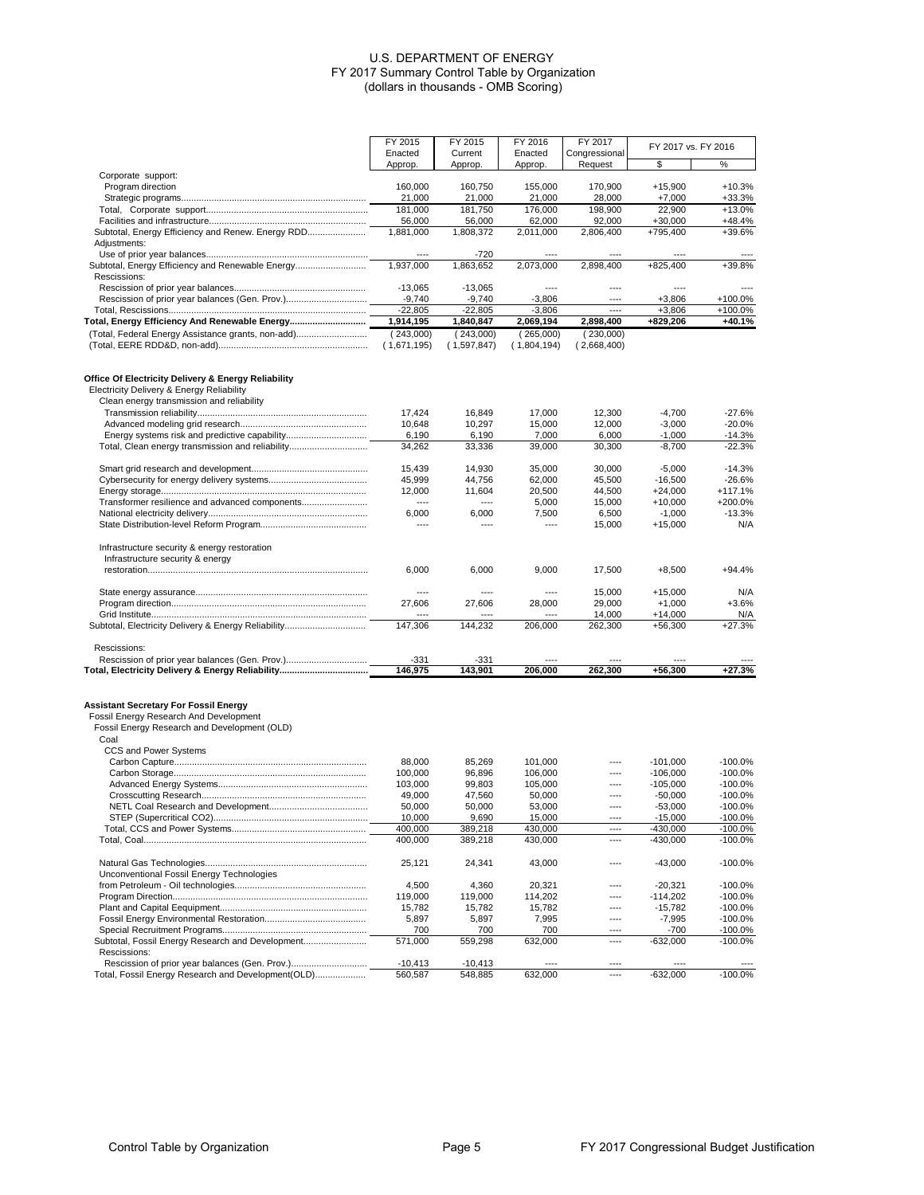# U.S. DEPARTMENT OF ENERGY
## FY 2017 Summary Control Table by Organization
### (dollars in thousands - OMB Scoring)

| | FY 2015 Enacted Approp. | FY 2015 Current Approp. | FY 2016 Enacted Approp. | FY 2017 Congressional Request | FY 2017 vs. FY 2016 | |
|---|---|---|---|---|---|---|
| | | | | | $ | % |
| Corporate support: | | | | | | |
| Program direction | 160,000 | 160,750 | 155,000 | 170,900 | +15,900 | +10.3% |
| Strategic programs | 21,000 | 21,000 | 21,000 | 28,000 | +7,000 | +33.3% |
| Total, Corporate support | 181,000 | 181,750 | 176,000 | 198,900 | 22,900 | +13.0% |
| Facilities and infrastructure | 56,000 | 56,000 | 62,000 | 92,000 | +30,000 | +48.4% |
| Subtotal, Energy Efficiency and Renew. Energy RDD | 1,881,000 | 1,808,372 | 2,011,000 | 2,806,400 | +795,400 | +39.6% |
| Adjustments: | | | | | | |
| Use of prior year balances | ---- | -720 | ---- | ---- | ---- | ---- |
| Subtotal, Energy Efficiency and Renewable Energy | 1,937,000 | 1,863,652 | 2,073,000 | 2,898,400 | +825,400 | +39.8% |
| Rescissions: | | | | | | |
| Rescission of prior year balances | -13,065 | -13,065 | ---- | ---- | ---- | ---- |
| Rescission of prior year balances (Gen. Prov.) | -9,740 | -9,740 | -3,806 | ---- | +3,806 | +100.0% |
| Total, Rescissions | -22,805 | -22,805 | -3,806 | ---- | +3,806 | +100.0% |
| **Total, Energy Efficiency And Renewable Energy** | **1,914,195** | **1,840,847** | **2,069,194** | **2,898,400** | **+829,206** | **+40.1%** |
| (Total, Federal Energy Assistance grants, non-add) | ( 243,000) | ( 243,000) | ( 265,000) | ( 230,000) | | |
| (Total, EERE RDD&D, non-add) | ( 1,671,195) | ( 1,597,847) | ( 1,804,194) | ( 2,668,400) | | |
| | | | | | | |
| **Office Of Electricity Delivery & Energy Reliability** | | | | | | |
| Electricity Delivery & Energy Reliability | | | | | | |
| Clean energy transmission and reliability | | | | | | |
| Transmission reliability | 17,424 | 16,849 | 17,000 | 12,300 | -4,700 | -27.6% |
| Advanced modeling grid research | 10,648 | 10,297 | 15,000 | 12,000 | -3,000 | -20.0% |
| Energy systems risk and predictive capability | 6,190 | 6,190 | 7,000 | 6,000 | -1,000 | -14.3% |
| Total, Clean energy transmission and reliability | 34,262 | 33,336 | 39,000 | 30,300 | -8,700 | -22.3% |
| Smart grid research and development | 15,439 | 14,930 | 35,000 | 30,000 | -5,000 | -14.3% |
| Cybersecurity for energy delivery systems | 45,999 | 44,756 | 62,000 | 45,500 | -16,500 | -26.6% |
| Energy storage | 12,000 | 11,604 | 20,500 | 44,500 | +24,000 | +117.1% |
| Transformer resilience and advanced components | ---- | ---- | 5,000 | 15,000 | +10,000 | +200.0% |
| National electricity delivery | 6,000 | 6,000 | 7,500 | 6,500 | -1,000 | -13.3% |
| State Distribution-level Reform Program | ---- | ---- | ---- | 15,000 | +15,000 | N/A |
| Infrastructure security & energy restoration | | | | | | |
| Infrastructure security & energy restoration | 6,000 | 6,000 | 9,000 | 17,500 | +8,500 | +94.4% |
| State energy assurance | ---- | ---- | ---- | 15,000 | +15,000 | N/A |
| Program direction | 27,606 | 27,606 | 28,000 | 29,000 | +1,000 | +3.6% |
| Grid Institute | ---- | ---- | ---- | 14,000 | +14,000 | N/A |
| Subtotal, Electricity Delivery & Energy Reliability | 147,306 | 144,232 | 206,000 | 262,300 | +56,300 | +27.3% |
| Rescissions: | | | | | | |
| Rescission of prior year balances (Gen. Prov.) | -331 | -331 | ---- | ---- | ---- | ---- |
| **Total, Electricity Delivery & Energy Reliability** | **146,975** | **143,901** | **206,000** | **262,300** | **+56,300** | **+27.3%** |
| | | | | | | |
| **Assistant Secretary For Fossil Energy** | | | | | | |
| Fossil Energy Research And Development | | | | | | |
| Fossil Energy Research and Development (OLD) | | | | | | |
| Coal | | | | | | |
| CCS and Power Systems | | | | | | |
| Carbon Capture | 88,000 | 85,269 | 101,000 | ---- | -101,000 | -100.0% |
| Carbon Storage | 100,000 | 96,896 | 106,000 | ---- | -106,000 | -100.0% |
| Advanced Energy Systems | 103,000 | 99,803 | 105,000 | ---- | -105,000 | -100.0% |
| Crosscutting Research | 49,000 | 47,560 | 50,000 | ---- | -50,000 | -100.0% |
| NETL Coal Research and Development | 50,000 | 50,000 | 53,000 | ---- | -53,000 | -100.0% |
| STEP (Supercritical CO2) | 10,000 | 9,690 | 15,000 | ---- | -15,000 | -100.0% |
| Total, CCS and Power Systems | 400,000 | 389,218 | 430,000 | ---- | -430,000 | -100.0% |
| Total, Coal | 400,000 | 389,218 | 430,000 | ---- | -430,000 | -100.0% |
| Natural Gas Technologies | 25,121 | 24,341 | 43,000 | ---- | -43,000 | -100.0% |
| Unconventional Fossil Energy Technologies from Petroleum - Oil technologies | 4,500 | 4,360 | 20,321 | ---- | -20,321 | -100.0% |
| Program Direction | 119,000 | 119,000 | 114,202 | ---- | -114,202 | -100.0% |
| Plant and Capital Equipment | 15,782 | 15,782 | 15,782 | ---- | -15,782 | -100.0% |
| Fossil Energy Environmental Restoration | 5,897 | 5,897 | 7,995 | ---- | -7,995 | -100.0% |
| Special Recruitment Programs | 700 | 700 | 700 | ---- | -700 | -100.0% |
| Subtotal, Fossil Energy Research and Development | 571,000 | 559,298 | 632,000 | ---- | -632,000 | -100.0% |
| Rescissions: | | | | | | |
| Rescission of prior year balances (Gen. Prov.) | -10,413 | -10,413 | ---- | ---- | ---- | ---- |
| Total, Fossil Energy Research and Development(OLD) | 560,587 | 548,885 | 632,000 | ---- | -632,000 | -100.0% |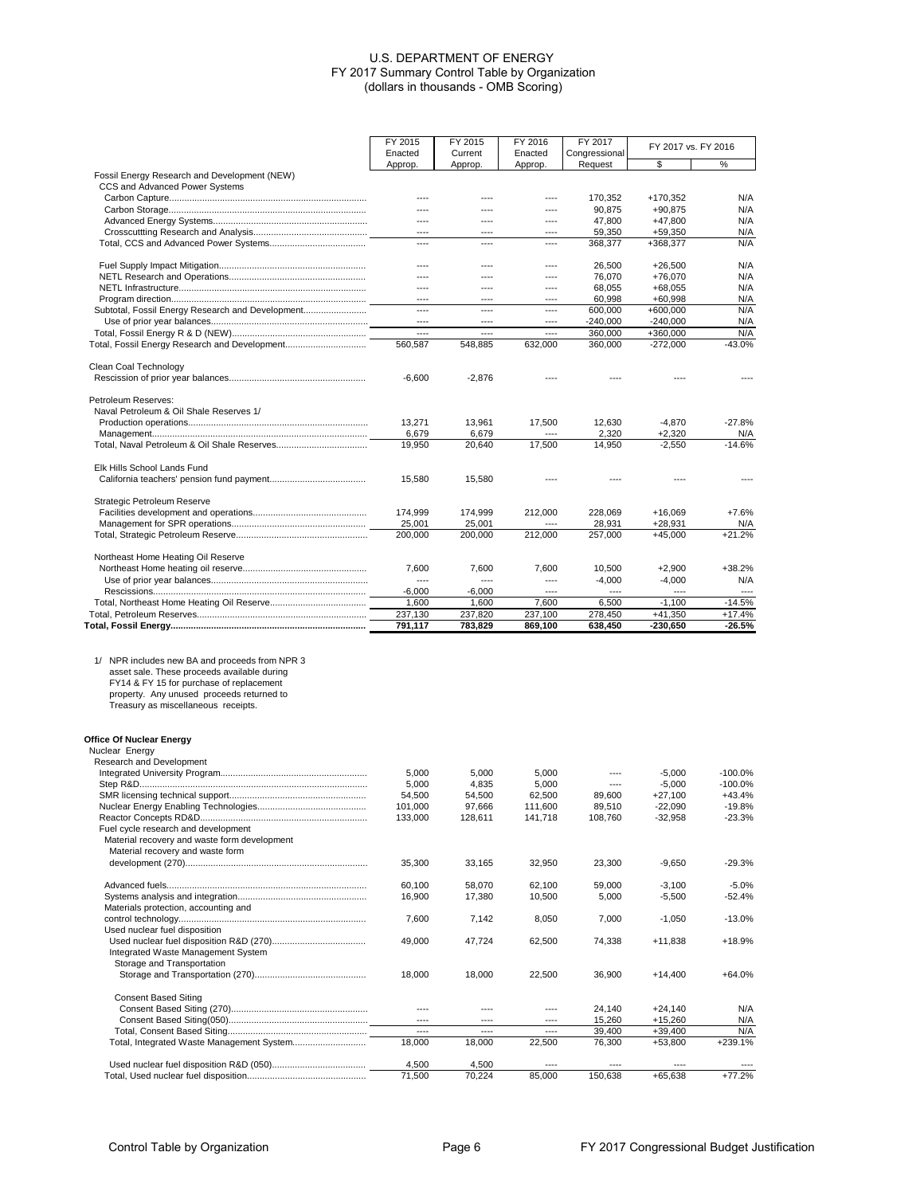# U.S. DEPARTMENT OF ENERGY
## FY 2017 Summary Control Table by Organization
### (dollars in thousands - OMB Scoring)

| | FY 2015 Enacted Approp. | FY 2015 Current Approp. | FY 2016 Enacted Approp. | FY 2017 Congressional Request | FY 2017 vs. FY 2016 $ | FY 2017 vs. FY 2016 % |
|---|---|---|---|---|---|---|
| Fossil Energy Research and Development (NEW) | | | | | | |
| CCS and Advanced Power Systems | | | | | | |
| Carbon Capture | ---- | ---- | ---- | 170,352 | +170,352 | N/A |
| Carbon Storage | ---- | ---- | ---- | 90,875 | +90,875 | N/A |
| Advanced Energy Systems | ---- | ---- | ---- | 47,800 | +47,800 | N/A |
| Crosscuttting Research and Analysis | ---- | ---- | ---- | 59,350 | +59,350 | N/A |
| Total, CCS and Advanced Power Systems | ---- | ---- | ---- | 368,377 | +368,377 | N/A |
| Fuel Supply Impact Mitigation | ---- | ---- | ---- | 26,500 | +26,500 | N/A |
| NETL Research and Operations | ---- | ---- | ---- | 76,070 | +76,070 | N/A |
| NETL Infrastructure | ---- | ---- | ---- | 68,055 | +68,055 | N/A |
| Program direction | ---- | ---- | ---- | 60,998 | +60,998 | N/A |
| Subtotal, Fossil Energy Research and Development | ---- | ---- | ---- | 600,000 | +600,000 | N/A |
| Use of prior year balances | ---- | ---- | ---- | -240,000 | -240,000 | N/A |
| Total, Fossil Energy R & D (NEW) | ---- | ---- | ---- | 360,000 | +360,000 | N/A |
| Total, Fossil Energy Research and Development | 560,587 | 548,885 | 632,000 | 360,000 | -272,000 | -43.0% |
| Clean Coal Technology | | | | | | |
| Rescission of prior year balances | -6,600 | -2,876 | ---- | ---- | ---- | ---- |
| Petroleum Reserves: | | | | | | |
| Naval Petroleum & Oil Shale Reserves 1/ | | | | | | |
| Production operations | 13,271 | 13,961 | 17,500 | 12,630 | -4,870 | -27.8% |
| Management | 6,679 | 6,679 | ---- | 2,320 | +2,320 | N/A |
| Total, Naval Petroleum & Oil Shale Reserves | 19,950 | 20,640 | 17,500 | 14,950 | -2,550 | -14.6% |
| Elk Hills School Lands Fund | | | | | | |
| California teachers' pension fund payment | 15,580 | 15,580 | ---- | ---- | ---- | ---- |
| Strategic Petroleum Reserve | | | | | | |
| Facilities development and operations | 174,999 | 174,999 | 212,000 | 228,069 | +16,069 | +7.6% |
| Management for SPR operations | 25,001 | 25,001 | ---- | 28,931 | +28,931 | N/A |
| Total, Strategic Petroleum Reserve | 200,000 | 200,000 | 212,000 | 257,000 | +45,000 | +21.2% |
| Northeast Home Heating Oil Reserve | | | | | | |
| Northeast Home heating oil reserve | 7,600 | 7,600 | 7,600 | 10,500 | +2,900 | +38.2% |
| Use of prior year balances | ---- | ---- | ---- | -4,000 | -4,000 | N/A |
| Rescissions | -6,000 | -6,000 | ---- | ---- | ---- | ---- |
| Total, Northeast Home Heating Oil Reserve | 1,600 | 1,600 | 7,600 | 6,500 | -1,100 | -14.5% |
| Total, Petroleum Reserves | 237,130 | 237,820 | 237,100 | 278,450 | +41,350 | +17.4% |
| **Total, Fossil Energy** | **791,117** | **783,829** | **869,100** | **638,450** | **-230,650** | **-26.5%** |

1/ NPR includes new BA and proceeds from NPR 3 asset sale. These proceeds available during FY14 & FY 15 for purchase of replacement property. Any unused proceeds returned to Treasury as miscellaneous receipts.

| | FY 2015 Enacted Approp. | FY 2015 Current Approp. | FY 2016 Enacted Approp. | FY 2017 Congressional Request | FY 2017 vs. FY 2016 $ | FY 2017 vs. FY 2016 % |
|---|---|---|---|---|---|---|
| **Office Of Nuclear Energy** | | | | | | |
| Nuclear Energy | | | | | | |
| Research and Development | | | | | | |
| Integrated University Program | 5,000 | 5,000 | 5,000 | ---- | -5,000 | -100.0% |
| Step R&D | 5,000 | 4,835 | 5,000 | ---- | -5,000 | -100.0% |
| SMR licensing technical support | 54,500 | 54,500 | 62,500 | 89,600 | +27,100 | +43.4% |
| Nuclear Energy Enabling Technologies | 101,000 | 97,666 | 111,600 | 89,510 | -22,090 | -19.8% |
| Reactor Concepts RD&D | 133,000 | 128,611 | 141,718 | 108,760 | -32,958 | -23.3% |
| Fuel cycle research and development | | | | | | |
| Material recovery and waste form development | | | | | | |
| Material recovery and waste form development (270) | 35,300 | 33,165 | 32,950 | 23,300 | -9,650 | -29.3% |
| Advanced fuels | 60,100 | 58,070 | 62,100 | 59,000 | -3,100 | -5.0% |
| Systems analysis and integration | 16,900 | 17,380 | 10,500 | 5,000 | -5,500 | -52.4% |
| Materials protection, accounting and control technology | 7,600 | 7,142 | 8,050 | 7,000 | -1,050 | -13.0% |
| Used nuclear fuel disposition | | | | | | |
| Used nuclear fuel disposition R&D (270) | 49,000 | 47,724 | 62,500 | 74,338 | +11,838 | +18.9% |
| Integrated Waste Management System | | | | | | |
| Storage and Transportation | | | | | | |
| Storage and Transportation (270) | 18,000 | 18,000 | 22,500 | 36,900 | +14,400 | +64.0% |
| Consent Based Siting | | | | | | |
| Consent Based Siting (270) | ---- | ---- | ---- | 24,140 | +24,140 | N/A |
| Consent Based Siting(050) | ---- | ---- | ---- | 15,260 | +15,260 | N/A |
| Total, Consent Based Siting | ---- | ---- | ---- | 39,400 | +39,400 | N/A |
| Total, Integrated Waste Management System | 18,000 | 18,000 | 22,500 | 76,300 | +53,800 | +239.1% |
| Used nuclear fuel disposition R&D (050) | 4,500 | 4,500 | ---- | ---- | ---- | ---- |
| Total, Used nuclear fuel disposition | 71,500 | 70,224 | 85,000 | 150,638 | +65,638 | +77.2% |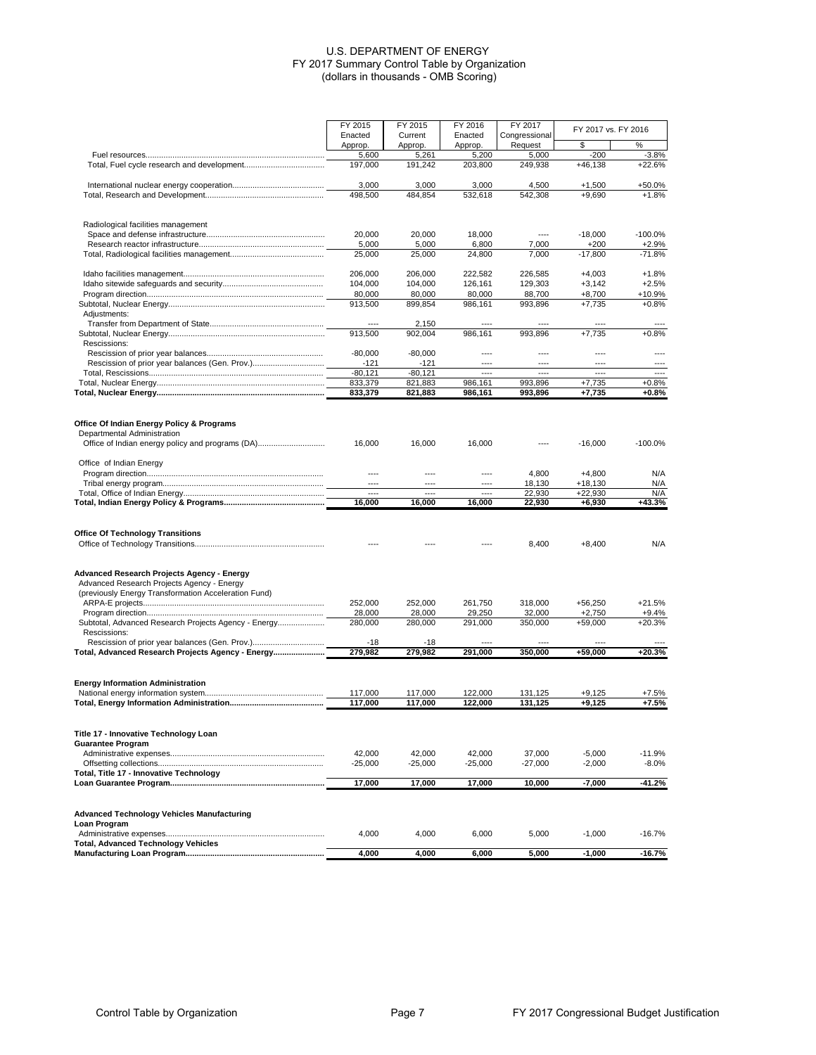# U.S. DEPARTMENT OF ENERGY
## FY 2017 Summary Control Table by Organization
### (dollars in thousands - OMB Scoring)

| | FY 2015 Enacted Approp. | FY 2015 Current Approp. | FY 2016 Enacted Approp. | FY 2017 Congressional Request | FY 2017 vs. FY 2016 | |
|---|---|---|---|---|---|---|
| | | | | | $ | % |
| Fuel resources | 5,600 | 5,261 | 5,200 | 5,000 | -200 | -3.8% |
| Total, Fuel cycle research and development | 197,000 | 191,242 | 203,800 | 249,938 | +46,138 | +22.6% |
| | | | | | | |
| International nuclear energy cooperation | 3,000 | 3,000 | 3,000 | 4,500 | +1,500 | +50.0% |
| Total, Research and Development | 498,500 | 484,854 | 532,618 | 542,308 | +9,690 | +1.8% |
| | | | | | | |
| Radiological facilities management | | | | | | |
| Space and defense infrastructure | 20,000 | 20,000 | 18,000 | ---- | -18,000 | -100.0% |
| Research reactor infrastructure | 5,000 | 5,000 | 6,800 | 7,000 | +200 | +2.9% |
| Total, Radiological facilities management | 25,000 | 25,000 | 24,800 | 7,000 | -17,800 | -71.8% |
| | | | | | | |
| Idaho facilities management | 206,000 | 206,000 | 222,582 | 226,585 | +4,003 | +1.8% |
| Idaho sitewide safeguards and security | 104,000 | 104,000 | 126,161 | 129,303 | +3,142 | +2.5% |
| Program direction | 80,000 | 80,000 | 80,000 | 88,700 | +8,700 | +10.9% |
| Subtotal, Nuclear Energy | 913,500 | 899,854 | 986,161 | 993,896 | +7,735 | +0.8% |
| Adjustments: | | | | | | |
| Transfer from Department of State | ---- | 2,150 | ---- | ---- | ---- | ---- |
| Subtotal, Nuclear Energy | 913,500 | 902,004 | 986,161 | 993,896 | +7,735 | +0.8% |
| Rescissions: | | | | | | |
| Rescission of prior year balances | -80,000 | -80,000 | ---- | ---- | ---- | ---- |
| Rescission of prior year balances (Gen. Prov.) | -121 | -121 | ---- | ---- | ---- | ---- |
| Total, Rescissions | -80,121 | -80,121 | ---- | ---- | ---- | ---- |
| Total, Nuclear Energy | 833,379 | 821,883 | 986,161 | 993,896 | +7,735 | +0.8% |
| **Total, Nuclear Energy** | **833,379** | **821,883** | **986,161** | **993,896** | **+7,735** | **+0.8%** |
| | | | | | | |
| **Office Of Indian Energy Policy & Programs** | | | | | | |
| Departmental Administration | | | | | | |
| Office of Indian energy policy and programs (DA) | 16,000 | 16,000 | 16,000 | ---- | -16,000 | -100.0% |
| | | | | | | |
| Office of Indian Energy | | | | | | |
| Program direction | ---- | ---- | ---- | 4,800 | +4,800 | N/A |
| Tribal energy program | ---- | ---- | ---- | 18,130 | +18,130 | N/A |
| Total, Office of Indian Energy | ---- | ---- | ---- | 22,930 | +22,930 | N/A |
| **Total, Indian Energy Policy & Programs** | **16,000** | **16,000** | **16,000** | **22,930** | **+6,930** | **+43.3%** |
| | | | | | | |
| **Office Of Technology Transitions** | | | | | | |
| Office of Technology Transitions | ---- | ---- | ---- | 8,400 | +8,400 | N/A |
| | | | | | | |
| **Advanced Research Projects Agency - Energy** | | | | | | |
| Advanced Research Projects Agency - Energy | | | | | | |
| (previously Energy Transformation Acceleration Fund) | | | | | | |
| ARPA-E projects | 252,000 | 252,000 | 261,750 | 318,000 | +56,250 | +21.5% |
| Program direction | 28,000 | 28,000 | 29,250 | 32,000 | +2,750 | +9.4% |
| Subtotal, Advanced Research Projects Agency - Energy | 280,000 | 280,000 | 291,000 | 350,000 | +59,000 | +20.3% |
| Rescissions: | | | | | | |
| Rescission of prior year balances (Gen. Prov.) | -18 | -18 | ---- | ---- | ---- | ---- |
| **Total, Advanced Research Projects Agency - Energy** | **279,982** | **279,982** | **291,000** | **350,000** | **+59,000** | **+20.3%** |
| | | | | | | |
| **Energy Information Administration** | | | | | | |
| National energy information system | 117,000 | 117,000 | 122,000 | 131,125 | +9,125 | +7.5% |
| **Total, Energy Information Administration** | **117,000** | **117,000** | **122,000** | **131,125** | **+9,125** | **+7.5%** |
| | | | | | | |
| **Title 17 - Innovative Technology Loan Guarantee Program** | | | | | | |
| Administrative expenses | 42,000 | 42,000 | 42,000 | 37,000 | -5,000 | -11.9% |
| Offsetting collections | -25,000 | -25,000 | -25,000 | -27,000 | -2,000 | -8.0% |
| **Total, Title 17 - Innovative Technology Loan Guarantee Program** | **17,000** | **17,000** | **17,000** | **10,000** | **-7,000** | **-41.2%** |
| | | | | | | |
| **Advanced Technology Vehicles Manufacturing Loan Program** | | | | | | |
| Administrative expenses | 4,000 | 4,000 | 6,000 | 5,000 | -1,000 | -16.7% |
| **Total, Advanced Technology Vehicles Manufacturing Loan Program** | **4,000** | **4,000** | **6,000** | **5,000** | **-1,000** | **-16.7%** |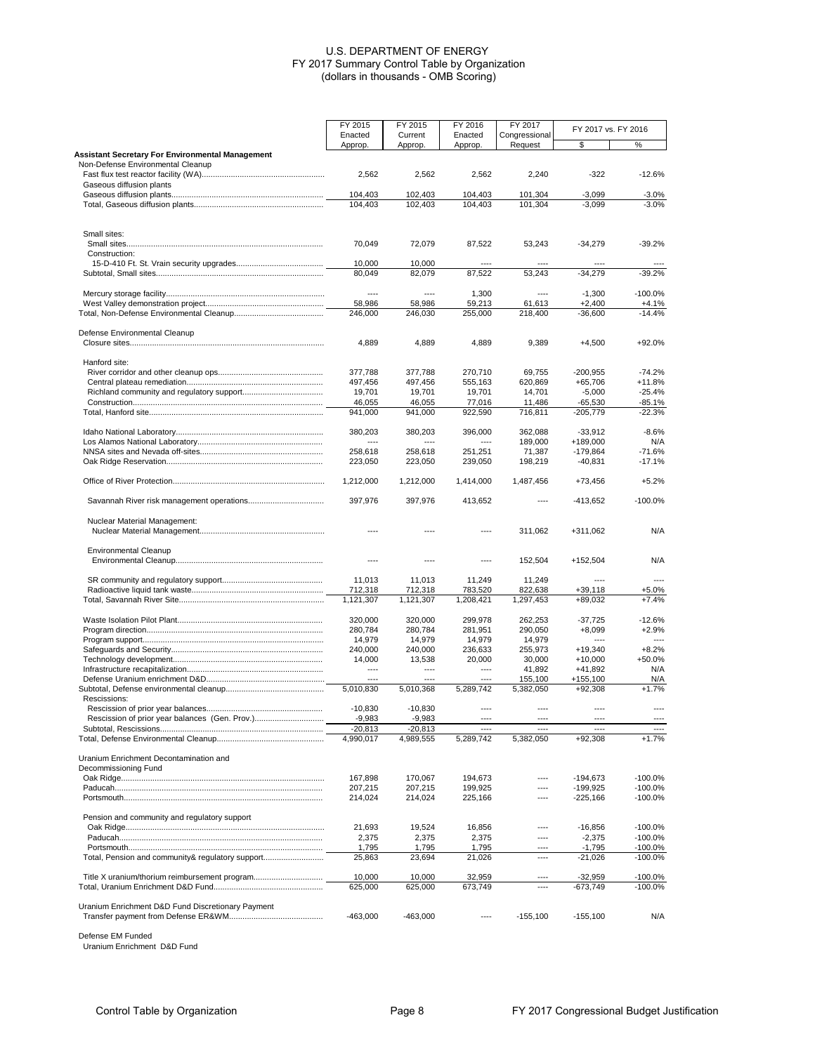# U.S. DEPARTMENT OF ENERGY
## FY 2017 Summary Control Table by Organization
### (dollars in thousands - OMB Scoring)

| | FY 2015 Enacted Approp. | FY 2015 Current Approp. | FY 2016 Enacted Approp. | FY 2017 Congressional Request | FY 2017 vs. FY 2016 $ | FY 2017 vs. FY 2016 % |
|---|---|---|---|---|---|---|
| **Assistant Secretary For Environmental Management** | | | | | | |
| Non-Defense Environmental Cleanup | | | | | | |
| Fast flux test reactor facility (WA) | 2,562 | 2,562 | 2,562 | 2,240 | -322 | -12.6% |
| Gaseous diffusion plants | | | | | | |
| Gaseous diffusion plants | 104,403 | 102,403 | 104,403 | 101,304 | -3,099 | -3.0% |
| Total, Gaseous diffusion plants | 104,403 | 102,403 | 104,403 | 101,304 | -3,099 | -3.0% |
| Small sites: | | | | | | |
| Small sites | 70,049 | 72,079 | 87,522 | 53,243 | -34,279 | -39.2% |
| Construction: | | | | | | |
| 15-D-410 Ft. St. Vrain security upgrades | 10,000 | 10,000 | ---- | ---- | ---- | ---- |
| Subtotal, Small sites | 80,049 | 82,079 | 87,522 | 53,243 | -34,279 | -39.2% |
| Mercury storage facility | ---- | ---- | 1,300 | ---- | -1,300 | -100.0% |
| West Valley demonstration project | 58,986 | 58,986 | 59,213 | 61,613 | +2,400 | +4.1% |
| Total, Non-Defense Environmental Cleanup | 246,000 | 246,030 | 255,000 | 218,400 | -36,600 | -14.4% |
| Defense Environmental Cleanup | | | | | | |
| Closure sites | 4,889 | 4,889 | 4,889 | 9,389 | +4,500 | +92.0% |
| Hanford site: | | | | | | |
| River corridor and other cleanup ops | 377,788 | 377,788 | 270,710 | 69,755 | -200,955 | -74.2% |
| Central plateau remediation | 497,456 | 497,456 | 555,163 | 620,869 | +65,706 | +11.8% |
| Richland community and regulatory support | 19,701 | 19,701 | 19,701 | 14,701 | -5,000 | -25.4% |
| Construction | 46,055 | 46,055 | 77,016 | 11,486 | -65,530 | -85.1% |
| Total, Hanford site | 941,000 | 941,000 | 922,590 | 716,811 | -205,779 | -22.3% |
| Idaho National Laboratory | 380,203 | 380,203 | 396,000 | 362,088 | -33,912 | -8.6% |
| Los Alamos National Laboratory | ---- | ---- | ---- | 189,000 | +189,000 | N/A |
| NNSA sites and Nevada off-sites | 258,618 | 258,618 | 251,251 | 71,387 | -179,864 | -71.6% |
| Oak Ridge Reservation | 223,050 | 223,050 | 239,050 | 198,219 | -40,831 | -17.1% |
| Office of River Protection | 1,212,000 | 1,212,000 | 1,414,000 | 1,487,456 | +73,456 | +5.2% |
| Savannah River risk management operations | 397,976 | 397,976 | 413,652 | ---- | -413,652 | -100.0% |
| Nuclear Material Management: | | | | | | |
| Nuclear Material Management | ---- | ---- | ---- | 311,062 | +311,062 | N/A |
| Environmental Cleanup | | | | | | |
| Environmental Cleanup | ---- | ---- | ---- | 152,504 | +152,504 | N/A |
| SR community and regulatory support | 11,013 | 11,013 | 11,249 | 11,249 | ---- | ---- |
| Radioactive liquid tank waste | 712,318 | 712,318 | 783,520 | 822,638 | +39,118 | +5.0% |
| Total, Savannah River Site | 1,121,307 | 1,121,307 | 1,208,421 | 1,297,453 | +89,032 | +7.4% |
| Waste Isolation Pilot Plant | 320,000 | 320,000 | 299,978 | 262,253 | -37,725 | -12.6% |
| Program direction | 280,784 | 280,784 | 281,951 | 290,050 | +8,099 | +2.9% |
| Program support | 14,979 | 14,979 | 14,979 | 14,979 | ---- | ---- |
| Safeguards and Security | 240,000 | 240,000 | 236,633 | 255,973 | +19,340 | +8.2% |
| Technology development | 14,000 | 13,538 | 20,000 | 30,000 | +10,000 | +50.0% |
| Infrastructure recapitalization | ---- | ---- | ---- | 41,892 | +41,892 | N/A |
| Defense Uranium enrichment D&D | ---- | ---- | ---- | 155,100 | +155,100 | N/A |
| Subtotal, Defense environmental cleanup | 5,010,830 | 5,010,368 | 5,289,742 | 5,382,050 | +92,308 | +1.7% |
| Rescissions: | | | | | | |
| Rescission of prior year balances | -10,830 | -10,830 | ---- | ---- | ---- | ---- |
| Rescission of prior year balances (Gen. Prov.) | -9,983 | -9,983 | ---- | ---- | ---- | ---- |
| Subtotal, Rescissions | -20,813 | -20,813 | ---- | ---- | ---- | ---- |
| Total, Defense Environmental Cleanup | 4,990,017 | 4,989,555 | 5,289,742 | 5,382,050 | +92,308 | +1.7% |
| Uranium Enrichment Decontamination and Decommissioning Fund | | | | | | |
| Oak Ridge | 167,898 | 170,067 | 194,673 | ---- | -194,673 | -100.0% |
| Paducah | 207,215 | 207,215 | 199,925 | ---- | -199,925 | -100.0% |
| Portsmouth | 214,024 | 214,024 | 225,166 | ---- | -225,166 | -100.0% |
| Pension and community and regulatory support | | | | | | |
| Oak Ridge | 21,693 | 19,524 | 16,856 | ---- | -16,856 | -100.0% |
| Paducah | 2,375 | 2,375 | 2,375 | ---- | -2,375 | -100.0% |
| Portsmouth | 1,795 | 1,795 | 1,795 | ---- | -1,795 | -100.0% |
| Total, Pension and community& regulatory support | 25,863 | 23,694 | 21,026 | ---- | -21,026 | -100.0% |
| Title X uranium/thorium reimbursement program | 10,000 | 10,000 | 32,959 | ---- | -32,959 | -100.0% |
| Total, Uranium Enrichment D&D Fund | 625,000 | 625,000 | 673,749 | ---- | -673,749 | -100.0% |
| Uranium Enrichment D&D Fund Discretionary Payment | | | | | | |
| Transfer payment from Defense ER&WM | -463,000 | -463,000 | ---- | -155,100 | -155,100 | N/A |
| Defense EM Funded | | | | | | |
| Uranium Enrichment D&D Fund | | | | | | |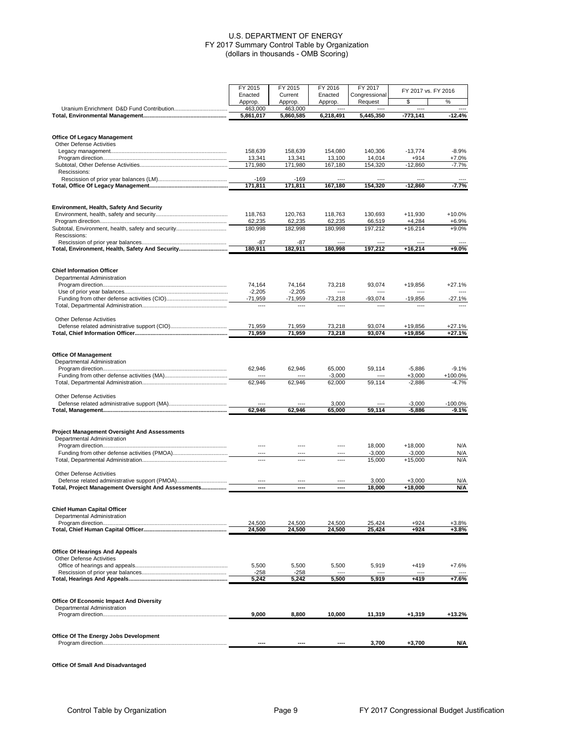# U.S. DEPARTMENT OF ENERGY
## FY 2017 Summary Control Table by Organization
### (dollars in thousands - OMB Scoring)

| | FY 2015 Enacted Approp. | FY 2015 Current Approp. | FY 2016 Enacted Approp. | FY 2017 Congressional Request | FY 2017 vs. FY 2016 $ | FY 2017 vs. FY 2016 % |
|---|---|---|---|---|---|---|
| Uranium Enrichment D&D Fund Contribution | 463,000 | 463,000 | ---- | ---- | ---- | ---- |
| **Total, Environmental Management** | **5,861,017** | **5,860,585** | **6,218,491** | **5,445,350** | **-773,141** | **-12.4%** |
| | | | | | | |
| **Office Of Legacy Management** | | | | | | |
| Other Defense Activities | | | | | | |
| Legacy management | 158,639 | 158,639 | 154,080 | 140,306 | -13,774 | -8.9% |
| Program direction | 13,341 | 13,341 | 13,100 | 14,014 | +914 | +7.0% |
| Subtotal, Other Defense Activities | 171,980 | 171,980 | 167,180 | 154,320 | -12,860 | -7.7% |
| Rescissions: | | | | | | |
| Rescission of prior year balances (LM) | -169 | -169 | ---- | ---- | ---- | ---- |
| **Total, Office Of Legacy Management** | **171,811** | **171,811** | **167,180** | **154,320** | **-12,860** | **-7.7%** |
| | | | | | | |
| **Environment, Health, Safety And Security** | | | | | | |
| Environment, health, safety and security | 118,763 | 120,763 | 118,763 | 130,693 | +11,930 | +10.0% |
| Program direction | 62,235 | 62,235 | 62,235 | 66,519 | +4,284 | +6.9% |
| Subtotal, Environment, health, safety and security | 180,998 | 182,998 | 180,998 | 197,212 | +16,214 | +9.0% |
| Rescissions: | | | | | | |
| Rescission of prior year balances | -87 | -87 | ---- | ---- | ---- | ---- |
| **Total, Environment, Health, Safety And Security** | **180,911** | **182,911** | **180,998** | **197,212** | **+16,214** | **+9.0%** |
| | | | | | | |
| **Chief Information Officer** | | | | | | |
| Departmental Administration | | | | | | |
| Program direction | 74,164 | 74,164 | 73,218 | 93,074 | +19,856 | +27.1% |
| Use of prior year balances | -2,205 | -2,205 | ---- | ---- | ---- | ---- |
| Funding from other defense activities (CIO) | -71,959 | -71,959 | -73,218 | -93,074 | -19,856 | -27.1% |
| Total, Departmental Administration | ---- | ---- | ---- | ---- | ---- | ---- |
| Other Defense Activities | | | | | | |
| Defense related administrative support (CIO) | 71,959 | 71,959 | 73,218 | 93,074 | +19,856 | +27.1% |
| **Total, Chief Information Officer** | **71,959** | **71,959** | **73,218** | **93,074** | **+19,856** | **+27.1%** |
| | | | | | | |
| **Office Of Management** | | | | | | |
| Departmental Administration | | | | | | |
| Program direction | 62,946 | 62,946 | 65,000 | 59,114 | -5,886 | -9.1% |
| Funding from other defense activities (MA) | ---- | ---- | -3,000 | ---- | +3,000 | +100.0% |
| Total, Departmental Administration | 62,946 | 62,946 | 62,000 | 59,114 | -2,886 | -4.7% |
| Other Defense Activities | | | | | | |
| Defense related administrative support (MA) | ---- | ---- | 3,000 | ---- | -3,000 | -100.0% |
| **Total, Management** | **62,946** | **62,946** | **65,000** | **59,114** | **-5,886** | **-9.1%** |
| | | | | | | |
| **Project Management Oversight And Assessments** | | | | | | |
| Departmental Administration | | | | | | |
| Program direction | ---- | ---- | ---- | 18,000 | +18,000 | N/A |
| Funding from other defense activities (PMOA) | ---- | ---- | ---- | -3,000 | -3,000 | N/A |
| Total, Departmental Administration | ---- | ---- | ---- | 15,000 | +15,000 | N/A |
| Other Defense Activities | | | | | | |
| Defense related administrative support (PMOA) | ---- | ---- | ---- | 3,000 | +3,000 | N/A |
| **Total, Project Management Oversight And Assessments** | **----** | **----** | **----** | **18,000** | **+18,000** | **N/A** |
| | | | | | | |
| **Chief Human Capital Officer** | | | | | | |
| Departmental Administration | | | | | | |
| Program direction | 24,500 | 24,500 | 24,500 | 25,424 | +924 | +3.8% |
| **Total, Chief Human Capital Officer** | **24,500** | **24,500** | **24,500** | **25,424** | **+924** | **+3.8%** |
| | | | | | | |
| **Office Of Hearings And Appeals** | | | | | | |
| Other Defense Activities | | | | | | |
| Office of hearings and appeals | 5,500 | 5,500 | 5,500 | 5,919 | +419 | +7.6% |
| Rescission of prior year balances | -258 | -258 | ---- | ---- | ---- | ---- |
| **Total, Hearings And Appeals** | **5,242** | **5,242** | **5,500** | **5,919** | **+419** | **+7.6%** |
| | | | | | | |
| **Office Of Economic Impact And Diversity** | | | | | | |
| Departmental Administration | | | | | | |
| Program direction | **9,000** | **8,800** | **10,000** | **11,319** | **+1,319** | **+13.2%** |
| | | | | | | |
| **Office Of The Energy Jobs Development** | | | | | | |
| Program direction | **----** | **----** | **----** | **3,700** | **+3,700** | **N/A** |

**Office Of Small And Disadvantaged**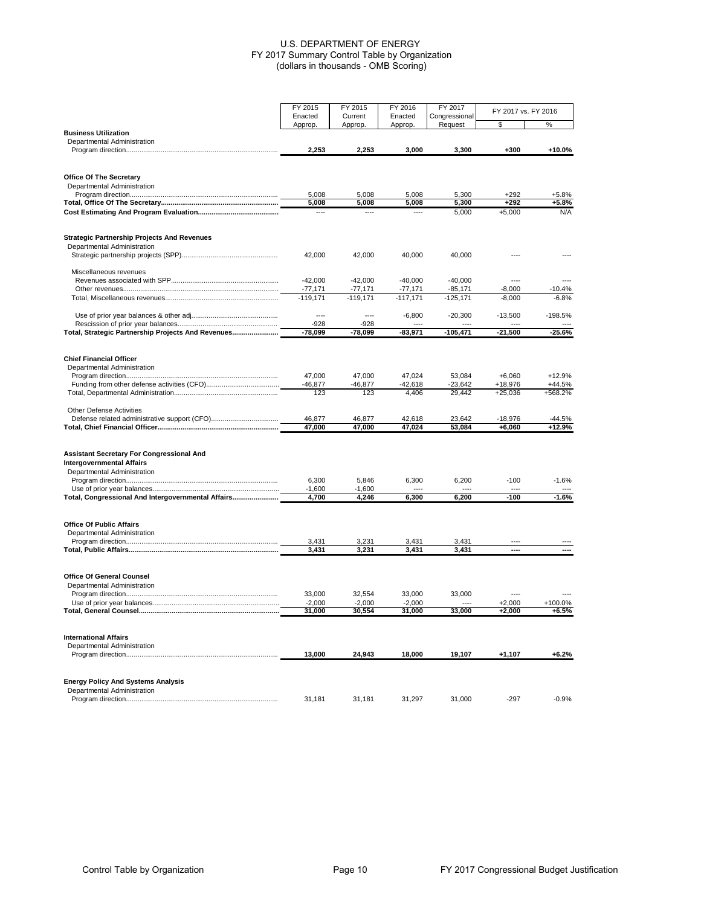# U.S. DEPARTMENT OF ENERGY
## FY 2017 Summary Control Table by Organization
### (dollars in thousands - OMB Scoring)

| | FY 2015 Enacted Approp. | FY 2015 Current Approp. | FY 2016 Enacted Approp. | FY 2017 Congressional Request | FY 2017 vs. FY 2016 | |
|---|---|---|---|---|---|---|
| | | | | | $ | % |
| **Business Utilization** | | | | | | |
| Departmental Administration | | | | | | |
| Program direction | **2,253** | **2,253** | **3,000** | **3,300** | **+300** | **+10.0%** |
| | | | | | | |
| **Office Of The Secretary** | | | | | | |
| Departmental Administration | | | | | | |
| Program direction | 5,008 | 5,008 | 5,008 | 5,300 | +292 | +5.8% |
| **Total, Office Of The Secretary** | **5,008** | **5,008** | **5,008** | **5,300** | **+292** | **+5.8%** |
| **Cost Estimating And Program Evaluation** | ---- | ---- | ---- | 5,000 | +5,000 | N/A |
| | | | | | | |
| **Strategic Partnership Projects And Revenues** | | | | | | |
| Departmental Administration | | | | | | |
| Strategic partnership projects (SPP) | 42,000 | 42,000 | 40,000 | 40,000 | ---- | ---- |
| Miscellaneous revenues | | | | | | |
| Revenues associated with SPP | -42,000 | -42,000 | -40,000 | -40,000 | ---- | ---- |
| Other revenues | -77,171 | -77,171 | -77,171 | -85,171 | -8,000 | -10.4% |
| Total, Miscellaneous revenues | -119,171 | -119,171 | -117,171 | -125,171 | -8,000 | -6.8% |
| Use of prior year balances & other adj | ---- | ---- | -6,800 | -20,300 | -13,500 | -198.5% |
| Rescission of prior year balances | -928 | -928 | ---- | ---- | ---- | ---- |
| **Total, Strategic Partnership Projects And Revenues** | **-78,099** | **-78,099** | **-83,971** | **-105,471** | **-21,500** | **-25.6%** |
| | | | | | | |
| **Chief Financial Officer** | | | | | | |
| Departmental Administration | | | | | | |
| Program direction | 47,000 | 47,000 | 47,024 | 53,084 | +6,060 | +12.9% |
| Funding from other defense activities (CFO) | -46,877 | -46,877 | -42,618 | -23,642 | +18,976 | +44.5% |
| Total, Departmental Administration | 123 | 123 | 4,406 | 29,442 | +25,036 | +568.2% |
| Other Defense Activities | | | | | | |
| Defense related administrative support (CFO) | 46,877 | 46,877 | 42,618 | 23,642 | -18,976 | -44.5% |
| **Total, Chief Financial Officer** | **47,000** | **47,000** | **47,024** | **53,084** | **+6,060** | **+12.9%** |
| | | | | | | |
| **Assistant Secretary For Congressional And Intergovernmental Affairs** | | | | | | |
| Departmental Administration | | | | | | |
| Program direction | 6,300 | 5,846 | 6,300 | 6,200 | -100 | -1.6% |
| Use of prior year balances | -1,600 | -1,600 | ---- | ---- | ---- | ---- |
| **Total, Congressional And Intergovernmental Affairs** | **4,700** | **4,246** | **6,300** | **6,200** | **-100** | **-1.6%** |
| | | | | | | |
| **Office Of Public Affairs** | | | | | | |
| Departmental Administration | | | | | | |
| Program direction | 3,431 | 3,231 | 3,431 | 3,431 | ---- | ---- |
| **Total, Public Affairs** | **3,431** | **3,231** | **3,431** | **3,431** | **----** | **----** |
| | | | | | | |
| **Office Of General Counsel** | | | | | | |
| Departmental Administration | | | | | | |
| Program direction | 33,000 | 32,554 | 33,000 | 33,000 | ---- | ---- |
| Use of prior year balances | -2,000 | -2,000 | -2,000 | ---- | +2,000 | +100.0% |
| **Total, General Counsel** | **31,000** | **30,554** | **31,000** | **33,000** | **+2,000** | **+6.5%** |
| | | | | | | |
| **International Affairs** | | | | | | |
| Departmental Administration | | | | | | |
| Program direction | **13,000** | **24,943** | **18,000** | **19,107** | **+1,107** | **+6.2%** |
| | | | | | | |
| **Energy Policy And Systems Analysis** | | | | | | |
| Departmental Administration | | | | | | |
| Program direction | 31,181 | 31,181 | 31,297 | 31,000 | -297 | -0.9% |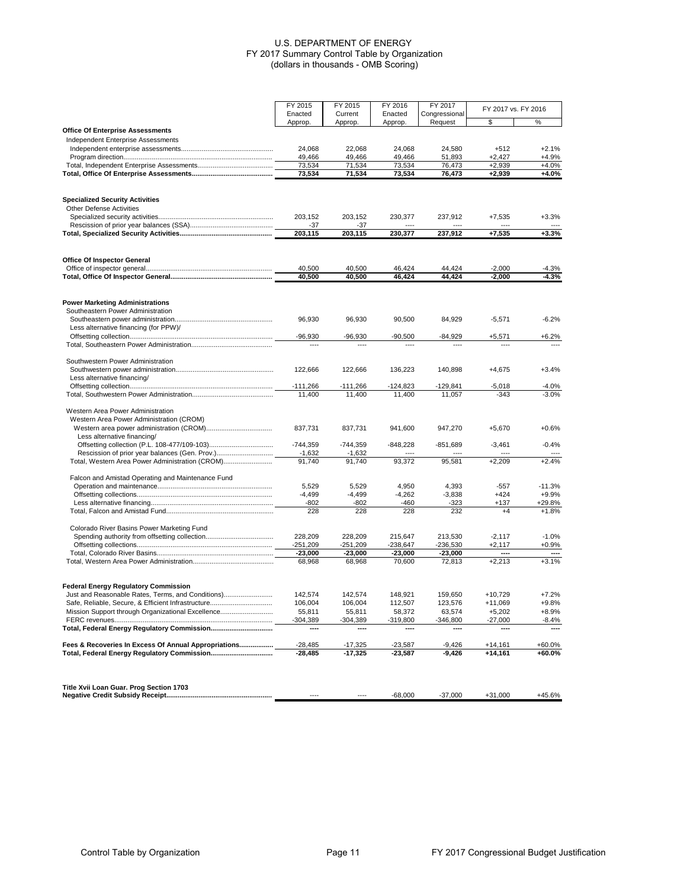# U.S. DEPARTMENT OF ENERGY
## FY 2017 Summary Control Table by Organization
(dollars in thousands - OMB Scoring)

| | FY 2015 Enacted Approp. | FY 2015 Current Approp. | FY 2016 Enacted Approp. | FY 2017 Congressional Request | FY 2017 vs. FY 2016 | |
|---|---|---|---|---|---|---|
| | | | | | $ | % |
| **Office Of Enterprise Assessments** | | | | | | |
| Independent Enterprise Assessments | | | | | | |
| Independent enterprise assessments | 24,068 | 22,068 | 24,068 | 24,580 | +512 | +2.1% |
| Program direction | 49,466 | 49,466 | 49,466 | 51,893 | +2,427 | +4.9% |
| Total, Independent Enterprise Assessments | 73,534 | 71,534 | 73,534 | 76,473 | +2,939 | +4.0% |
| **Total, Office Of Enterprise Assessments** | **73,534** | **71,534** | **73,534** | **76,473** | **+2,939** | **+4.0%** |
| | | | | | | |
| **Specialized Security Activities** | | | | | | |
| Other Defense Activities | | | | | | |
| Specialized security activities | 203,152 | 203,152 | 230,377 | 237,912 | +7,535 | +3.3% |
| Rescission of prior year balances (SSA) | -37 | -37 | ---- | ---- | ---- | ---- |
| **Total, Specialized Security Activities** | **203,115** | **203,115** | **230,377** | **237,912** | **+7,535** | **+3.3%** |
| | | | | | | |
| **Office Of Inspector General** | | | | | | |
| Office of inspector general | 40,500 | 40,500 | 46,424 | 44,424 | -2,000 | -4.3% |
| **Total, Office Of Inspector General** | **40,500** | **40,500** | **46,424** | **44,424** | **-2,000** | **-4.3%** |
| | | | | | | |
| **Power Marketing Administrations** | | | | | | |
| Southeastern Power Administration | | | | | | |
| Southeastern power administration | 96,930 | 96,930 | 90,500 | 84,929 | -5,571 | -6.2% |
| Less alternative financing (for PPW)/ | | | | | | |
| Offsetting collection | -96,930 | -96,930 | -90,500 | -84,929 | +5,571 | +6.2% |
| Total, Southeastern Power Administration | ---- | ---- | ---- | ---- | ---- | ---- |
| | | | | | | |
| Southwestern Power Administration | | | | | | |
| Southwestern power administration | 122,666 | 122,666 | 136,223 | 140,898 | +4,675 | +3.4% |
| Less alternative financing/ | | | | | | |
| Offsetting collection | -111,266 | -111,266 | -124,823 | -129,841 | -5,018 | -4.0% |
| Total, Southwestern Power Administration | 11,400 | 11,400 | 11,400 | 11,057 | -343 | -3.0% |
| | | | | | | |
| Western Area Power Administration | | | | | | |
| Western Area Power Administration (CROM) | | | | | | |
| Western area power administration (CROM) | 837,731 | 837,731 | 941,600 | 947,270 | +5,670 | +0.6% |
| Less alternative financing/ | | | | | | |
| Offsetting collection (P.L. 108-477/109-103) | -744,359 | -744,359 | -848,228 | -851,689 | -3,461 | -0.4% |
| Rescission of prior year balances (Gen. Prov.) | -1,632 | -1,632 | ---- | ---- | ---- | ---- |
| Total, Western Area Power Administration (CROM) | 91,740 | 91,740 | 93,372 | 95,581 | +2,209 | +2.4% |
| | | | | | | |
| Falcon and Amistad Operating and Maintenance Fund | | | | | | |
| Operation and maintenance | 5,529 | 5,529 | 4,950 | 4,393 | -557 | -11.3% |
| Offsetting collections | -4,499 | -4,499 | -4,262 | -3,838 | +424 | +9.9% |
| Less alternative financing | -802 | -802 | -460 | -323 | +137 | +29.8% |
| Total, Falcon and Amistad Fund | 228 | 228 | 228 | 232 | +4 | +1.8% |
| | | | | | | |
| Colorado River Basins Power Marketing Fund | | | | | | |
| Spending authority from offsetting collection | 228,209 | 228,209 | 215,647 | 213,530 | -2,117 | -1.0% |
| Offsetting collections | -251,209 | -251,209 | -238,647 | -236,530 | +2,117 | +0.9% |
| Total, Colorado River Basins | -23,000 | -23,000 | -23,000 | -23,000 | ---- | ---- |
| Total, Western Area Power Administration | 68,968 | 68,968 | 70,600 | 72,813 | +2,213 | +3.1% |
| | | | | | | |
| **Federal Energy Regulatory Commission** | | | | | | |
| Just and Reasonable Rates, Terms, and Conditions) | 142,574 | 142,574 | 148,921 | 159,650 | +10,729 | +7.2% |
| Safe, Reliable, Secure, & Efficient Infrastructure | 106,004 | 106,004 | 112,507 | 123,576 | +11,069 | +9.8% |
| Mission Support through Organizational Excellence | 55,811 | 55,811 | 58,372 | 63,574 | +5,202 | +8.9% |
| FERC revenues | -304,389 | -304,389 | -319,800 | -346,800 | -27,000 | -8.4% |
| **Total, Federal Energy Regulatory Commission** | **----** | **----** | **----** | **----** | **----** | **----** |
| | | | | | | |
| **Fees & Recoveries In Excess Of Annual Appropriations** | -28,485 | -17,325 | -23,587 | -9,426 | +14,161 | +60.0% |
| **Total, Federal Energy Regulatory Commission** | **-28,485** | **-17,325** | **-23,587** | **-9,426** | **+14,161** | **+60.0%** |
| | | | | | | |
| **Title Xvii Loan Guar. Prog Section 1703** | | | | | | |
| **Negative Credit Subsidy Receipt** | ---- | ---- | -68,000 | -37,000 | +31,000 | +45.6% |